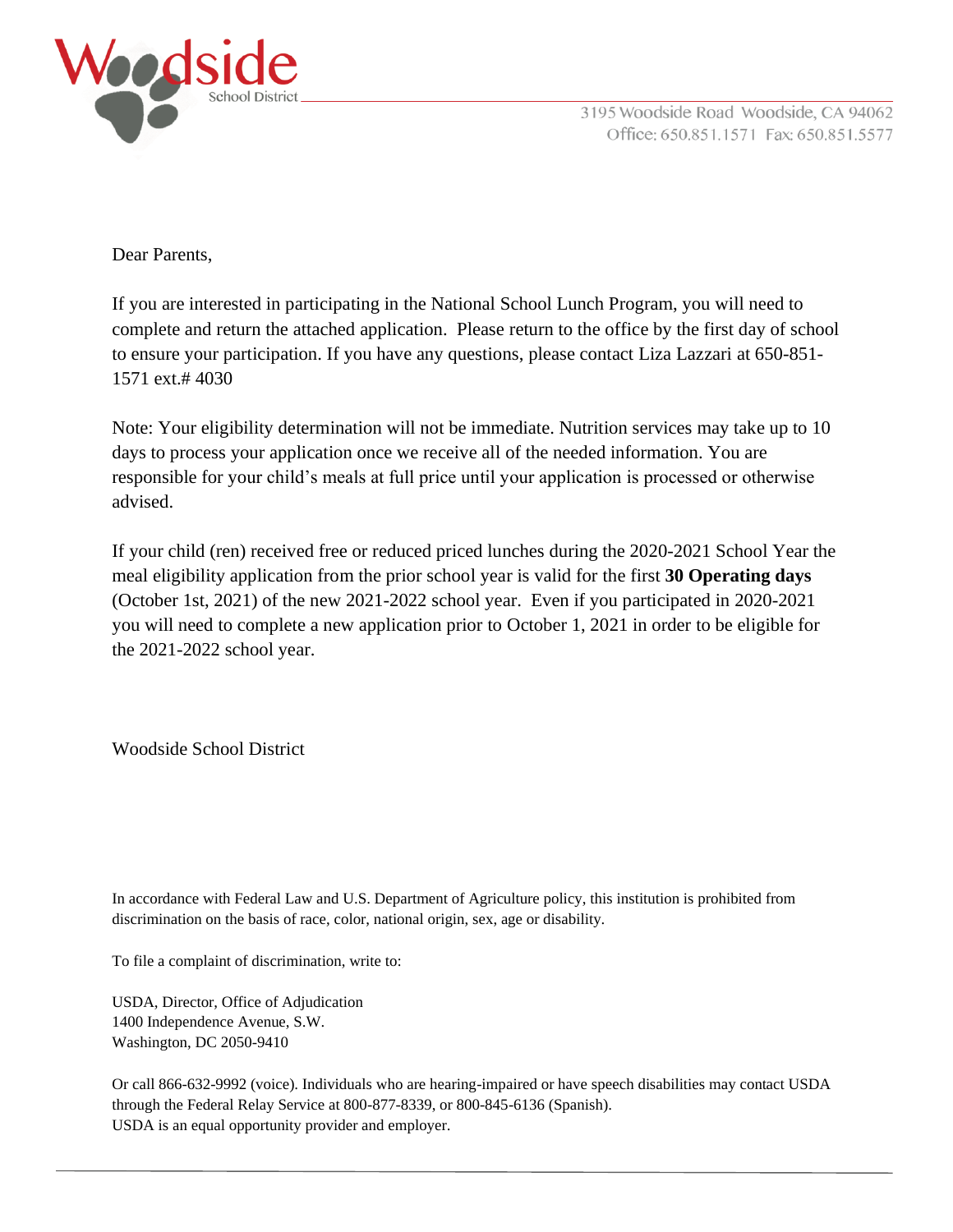Woodside School District

3195 Woodside Road Woodside, CA 94062
Office: 650.851.1571 Fax: 650.851.5577

Dear Parents,

If you are interested in participating in the National School Lunch Program, you will need to complete and return the attached application. Please return to the office by the first day of school to ensure your participation. If you have any questions, please contact Liza Lazzari at 650-851-1571 ext.# 4030

Note: Your eligibility determination will not be immediate. Nutrition services may take up to 10 days to process your application once we receive all of the needed information. You are responsible for your child's meals at full price until your application is processed or otherwise advised.

If your child (ren) received free or reduced priced lunches during the 2020-2021 School Year the meal eligibility application from the prior school year is valid for the first **30 Operating days** (October 1st, 2021) of the new 2021-2022 school year. Even if you participated in 2020-2021 you will need to complete a new application prior to October 1, 2021 in order to be eligible for the 2021-2022 school year.

Woodside School District

In accordance with Federal Law and U.S. Department of Agriculture policy, this institution is prohibited from discrimination on the basis of race, color, national origin, sex, age or disability.

To file a complaint of discrimination, write to:

USDA, Director, Office of Adjudication
1400 Independence Avenue, S.W.
Washington, DC 2050-9410

Or call 866-632-9992 (voice). Individuals who are hearing-impaired or have speech disabilities may contact USDA through the Federal Relay Service at 800-877-8339, or 800-845-6136 (Spanish).
USDA is an equal opportunity provider and employer.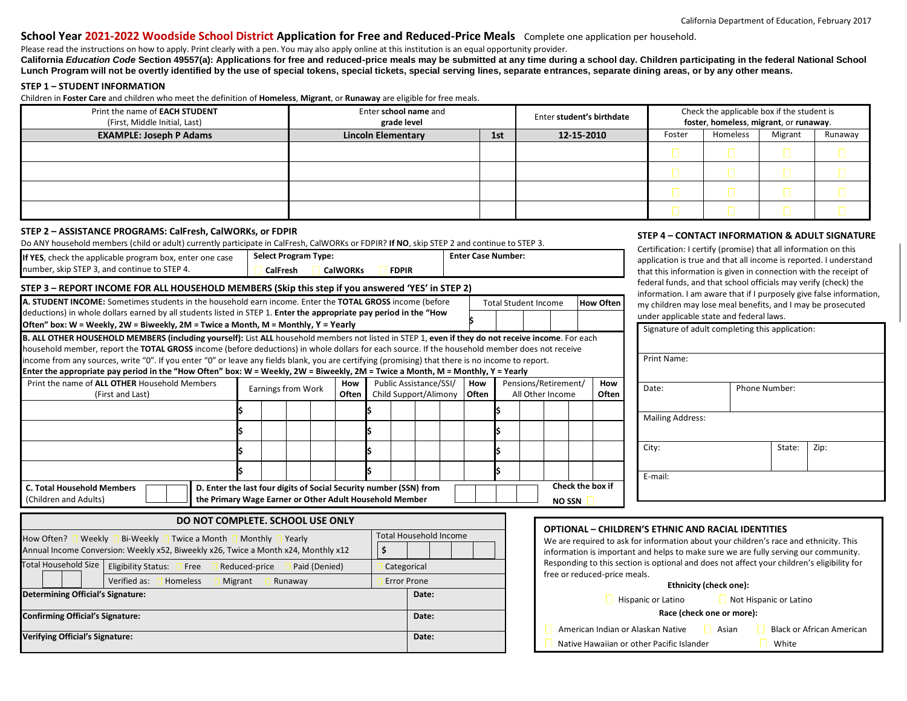## School Year 2021-2022 Woodside School District Application for Free and Reduced-Price Meals

Complete one application per household.

Please read the instructions on how to apply. Print clearly with a pen. You may also apply online at this institution is an equal opportunity provider.

**California *Education Code* Section 49557(a): Applications for free and reduced-price meals may be submitted at any time during a school day. Children participating in the federal National School Lunch Program will not be overtly identified by the use of special tokens, special tickets, special serving lines, separate entrances, separate dining areas, or by any other means.**

### STEP 1 – STUDENT INFORMATION

Children in **Foster Care** and children who meet the definition of **Homeless**, **Migrant**, or **Runaway** are eligible for free meals.

| Print the name of **EACH STUDENT** (First, Middle Initial, Last) | Enter **school name** and **grade level** | | Enter **student's birthdate** | Check the applicable box if the student is **foster, homeless, migrant,** or **runaway**. | | | |
|---|---|---|---|---|---|---|---|
| | | | | Foster | Homeless | Migrant | Runaway |
| **EXAMPLE: Joseph P Adams** | **Lincoln Elementary** | **1st** | **12-15-2010** | | | | |
| | | | | ☐ | ☐ | ☐ | ☐ |
| | | | | ☐ | ☐ | ☐ | ☐ |
| | | | | ☐ | ☐ | ☐ | ☐ |
| | | | | ☐ | ☐ | ☐ | ☐ |

### STEP 2 – ASSISTANCE PROGRAMS: CalFresh, CalWORKs, or FDPIR

Do ANY household members (child or adult) currently participate in CalFresh, CalWORKs or FDPIR? **If NO**, skip STEP 2 and continue to STEP 3.

| **If YES**, check the applicable program box, enter one case number, skip STEP 3, and continue to STEP 4. | **Select Program Type:** ☐ **CalFresh** ☐ **CalWORKs** ☐ **FDPIR** | **Enter Case Number:** |
|---|---|---|

### STEP 3 – REPORT INCOME FOR ALL HOUSEHOLD MEMBERS (Skip this step if you answered 'YES' in STEP 2)

**A. STUDENT INCOME:** Sometimes students in the household earn income. Enter the **TOTAL GROSS** income (before deductions) in whole dollars earned by all students listed in STEP 1. **Enter the appropriate pay period in the "How Often" box: W = Weekly, 2W = Biweekly, 2M = Twice a Month, M = Monthly, Y = Yearly**

| Total Student Income | How Often |
|---|---|
| $ | |

**B. ALL OTHER HOUSEHOLD MEMBERS (including yourself):** List **ALL** household members not listed in STEP 1, **even if they do not receive income**. For each household member, report the **TOTAL GROSS** income (before deductions) in whole dollars for each source. If the household member does not receive income from any sources, write "0". If you enter "0" or leave any fields blank, you are certifying (promising) that there is no income to report.
**Enter the appropriate pay period in the "How Often" box: W = Weekly, 2W = Biweekly, 2M = Twice a Month, M = Monthly, Y = Yearly**

| Print the name of **ALL OTHER** Household Members (First and Last) | Earnings from Work | How Often | Public Assistance/SSI/ Child Support/Alimony | How Often | Pensions/Retirement/ All Other Income | How Often |
|---|---|---|---|---|---|---|
| | $ | | $ | | $ | |
| | $ | | $ | | $ | |
| | $ | | $ | | $ | |
| | $ | | $ | | $ | |

**C. Total Household Members** (Children and Adults)

**D. Enter the last four digits of Social Security number (SSN) from the Primary Wage Earner or Other Adult Household Member**

**Check the box if NO SSN** ☐

### STEP 4 – CONTACT INFORMATION & ADULT SIGNATURE

Certification: I certify (promise) that all information on this application is true and that all income is reported. I understand that this information is given in connection with the receipt of federal funds, and that school officials may verify (check) the information. I am aware that if I purposely give false information, my children may lose meal benefits, and I may be prosecuted under applicable state and federal laws.

Signature of adult completing this application:

Print Name:

Date: Phone Number:

Mailing Address:

City: State: Zip:

E-mail:

### DO NOT COMPLETE. SCHOOL USE ONLY

How Often? ☐ Weekly ☐ Bi-Weekly ☐ Twice a Month ☐ Monthly ☐ Yearly
Annual Income Conversion: Weekly x52, Biweekly x26, Twice a Month x24, Monthly x12

Total Household Income $

Total Household Size | Eligibility Status: ☐ Free ☐ Reduced-price ☐ Paid (Denied) | ☐ Categorical

Verified as: ☐ Homeless ☐ Migrant ☐ Runaway | ☐ Error Prone

| | |
|---|---|
| **Determining Official's Signature:** | **Date:** |
| **Confirming Official's Signature:** | **Date:** |
| **Verifying Official's Signature:** | **Date:** |

### OPTIONAL – CHILDREN'S ETHNIC AND RACIAL IDENTITIES

We are required to ask for information about your children's race and ethnicity. This information is important and helps to make sure we are fully serving our community. Responding to this section is optional and does not affect your children's eligibility for free or reduced-price meals.

**Ethnicity (check one):**

☐ Hispanic or Latino ☐ Not Hispanic or Latino

**Race (check one or more):**

☐ American Indian or Alaskan Native ☐ Asian ☐ Black or African American
☐ Native Hawaiian or other Pacific Islander ☐ White